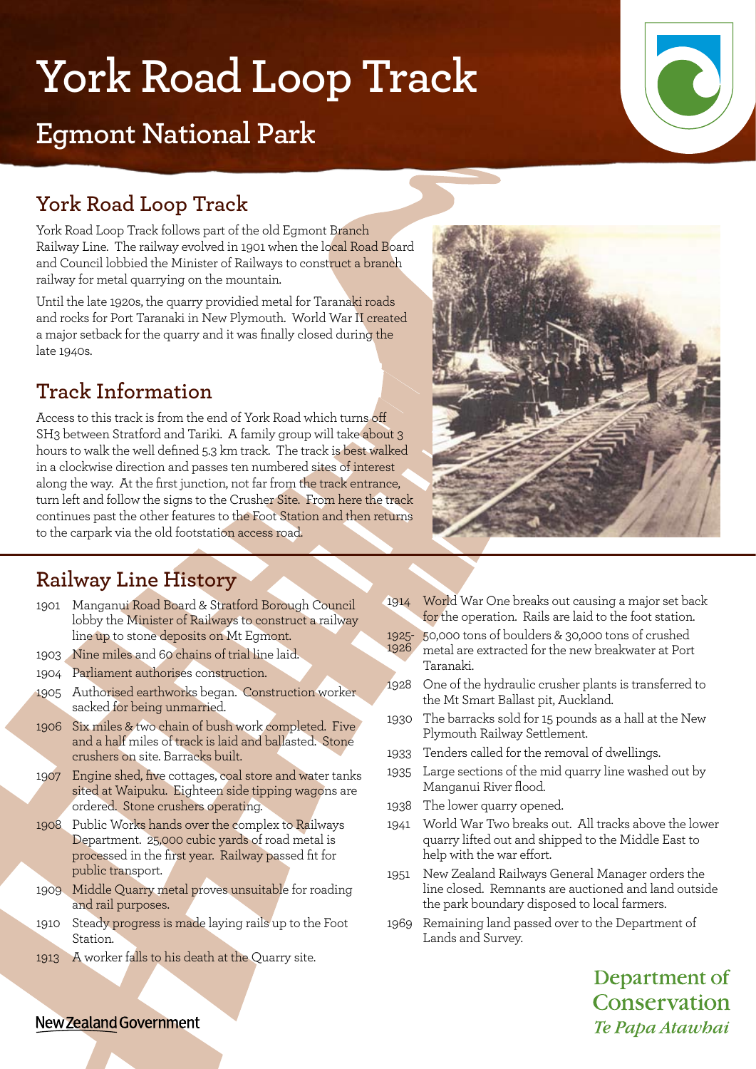# York Road Loop Track

## Egmont National Park

## York Road Loop Track

York Road Loop Track follows part of the old Egmont Branch Railway Line. The railway evolved in 1901 when the local Road Board and Council lobbied the Minister of Railways to construct a branch railway for metal quarrying on the mountain.

Until the late 1920s, the quarry providied metal for Taranaki roads and rocks for Port Taranaki in New Plymouth. World War II created a major setback for the quarry and it was finally closed during the late 1940s.

## Track Information

Access to this track is from the end of York Road which turns off SH3 between Stratford and Tariki. A family group will take about 3 hours to walk the well defined 5.3 km track. The track is best walked in a clockwise direction and passes ten numbered sites of interest along the way. At the first junction, not far from the track entrance, turn left and follow the signs to the Crusher Site. From here the track continues past the other features to the Foot Station and then returns to the carpark via the old footstation access road.

## Railway Line History

- 1901 Manganui Road Board & Stratford Borough Council lobby the Minister of Railways to construct a railway line up to stone deposits on Mt Egmont.
- 1903 Nine miles and 60 chains of trial line laid.
- 1904 Parliament authorises construction.
- 1905 Authorised earthworks began. Construction worker sacked for being unmarried.
- 1906 Six miles & two chain of bush work completed. Five and a half miles of track is laid and ballasted. Stone crushers on site. Barracks built.
- 1907 Engine shed, five cottages, coal store and water tanks sited at Waipuku. Eighteen side tipping wagons are ordered. Stone crushers operating.
- 1908 Public Works hands over the complex to Railways Department. 25,000 cubic yards of road metal is processed in the first year. Railway passed fit for public transport.
- 1909 Middle Quarry metal proves unsuitable for roading and rail purposes.
- 1910 Steady progress is made laying rails up to the Foot Station.
- 1913 A worker falls to his death at the Quarry site.
- 1914 World War One breaks out causing a major set back for the operation. Rails are laid to the foot station.
- 1925-1926 50,000 tons of boulders & 30,000 tons of crushed metal are extracted for the new breakwater at Port Taranaki.
- 1928 One of the hydraulic crusher plants is transferred to the Mt Smart Ballast pit, Auckland.
- 1930 The barracks sold for 15 pounds as a hall at the New Plymouth Railway Settlement.
- 1933 Tenders called for the removal of dwellings.
- 1935 Large sections of the mid quarry line washed out by Manganui River flood.
- 1938 The lower quarry opened.
- 1941 World War Two breaks out. All tracks above the lower quarry lifted out and shipped to the Middle East to help with the war effort.
- 1951 New Zealand Railways General Manager orders the line closed. Remnants are auctioned and land outside the park boundary disposed to local farmers.
- 1969 Remaining land passed over to the Department of Lands and Survey.

New Zealand Government

Department of Conservation
*Te Papa Atawhai*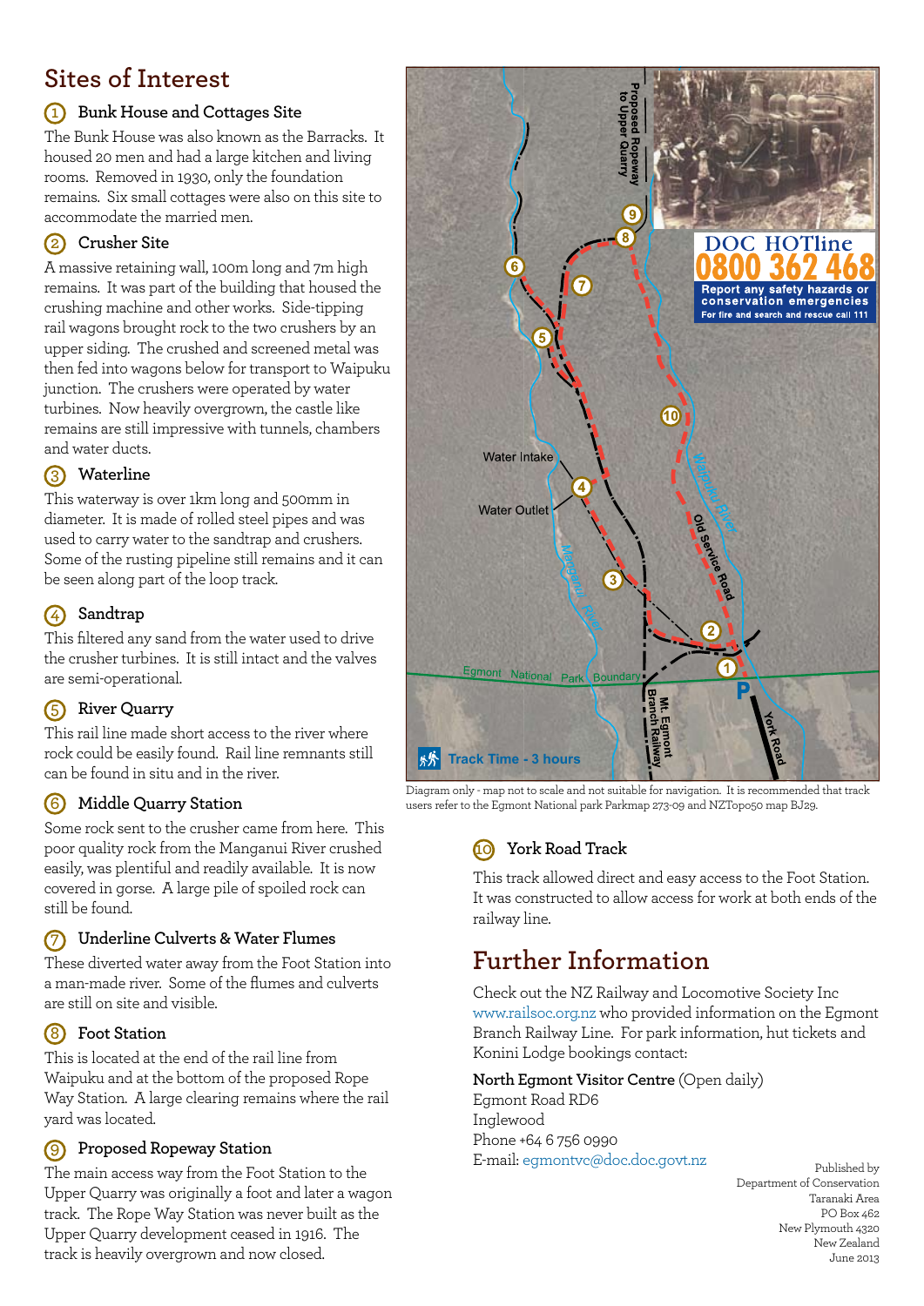## Sites of Interest

### ① Bunk House and Cottages Site

The Bunk House was also known as the Barracks. It housed 20 men and had a large kitchen and living rooms. Removed in 1930, only the foundation remains. Six small cottages were also on this site to accommodate the married men.

### ② Crusher Site

A massive retaining wall, 100m long and 7m high remains. It was part of the building that housed the crushing machine and other works. Side-tipping rail wagons brought rock to the two crushers by an upper siding. The crushed and screened metal was then fed into wagons below for transport to Waipuku junction. The crushers were operated by water turbines. Now heavily overgrown, the castle like remains are still impressive with tunnels, chambers and water ducts.

### ③ Waterline

This waterway is over 1km long and 500mm in diameter. It is made of rolled steel pipes and was used to carry water to the sandtrap and crushers. Some of the rusting pipeline still remains and it can be seen along part of the loop track.

### ④ Sandtrap

This filtered any sand from the water used to drive the crusher turbines. It is still intact and the valves are semi-operational.

### ⑤ River Quarry

This rail line made short access to the river where rock could be easily found. Rail line remnants still can be found in situ and in the river.

### ⑥ Middle Quarry Station

Some rock sent to the crusher came from here. This poor quality rock from the Manganui River crushed easily, was plentiful and readily available. It is now covered in gorse. A large pile of spoiled rock can still be found.

### ⑦ Underline Culverts & Water Flumes

These diverted water away from the Foot Station into a man-made river. Some of the flumes and culverts are still on site and visible.

### ⑧ Foot Station

This is located at the end of the rail line from Waipuku and at the bottom of the proposed Rope Way Station. A large clearing remains where the rail yard was located.

### ⑨ Proposed Ropeway Station

The main access way from the Foot Station to the Upper Quarry was originally a foot and later a wagon track. The Rope Way Station was never built as the Upper Quarry development ceased in 1916. The track is heavily overgrown and now closed.

Proposed Ropeway to Upper Quarry

DOC HOTline
0800 362 468
Report any safety hazards or conservation emergencies
For fire and search and rescue call 111

Water Intake
Water Outlet
Manganui River
Waipuku River
Old Service Road
Egmont National Park Boundary
Mt. Egmont Branch Railway
York Road
P
Track Time - 3 hours

Diagram only - map not to scale and not suitable for navigation. It is recommended that track users refer to the Egmont National park Parkmap 273-09 and NZTopo50 map BJ29.

### ⑩ York Road Track

This track allowed direct and easy access to the Foot Station. It was constructed to allow access for work at both ends of the railway line.

## Further Information

Check out the NZ Railway and Locomotive Society Inc www.railsoc.org.nz who provided information on the Egmont Branch Railway Line. For park information, hut tickets and Konini Lodge bookings contact:

**North Egmont Visitor Centre** (Open daily)
Egmont Road RD6
Inglewood
Phone +64 6 756 0990
E-mail: egmontvc@doc.doc.govt.nz

Published by
Department of Conservation
Taranaki Area
PO Box 462
New Plymouth 4320
New Zealand
June 2013